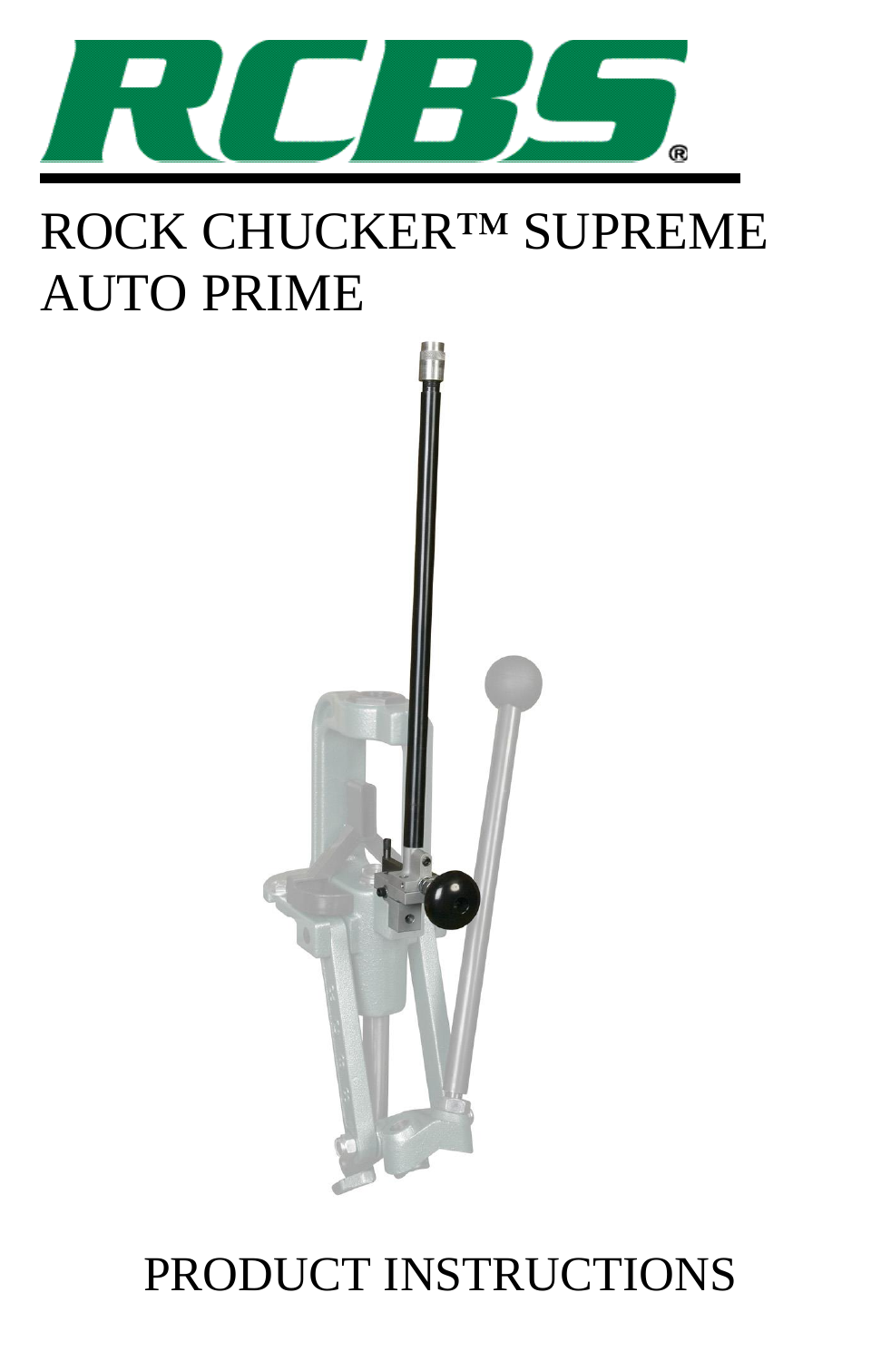RCBS®

# ROCK CHUCKER™ SUPREME AUTO PRIME

PRODUCT INSTRUCTIONS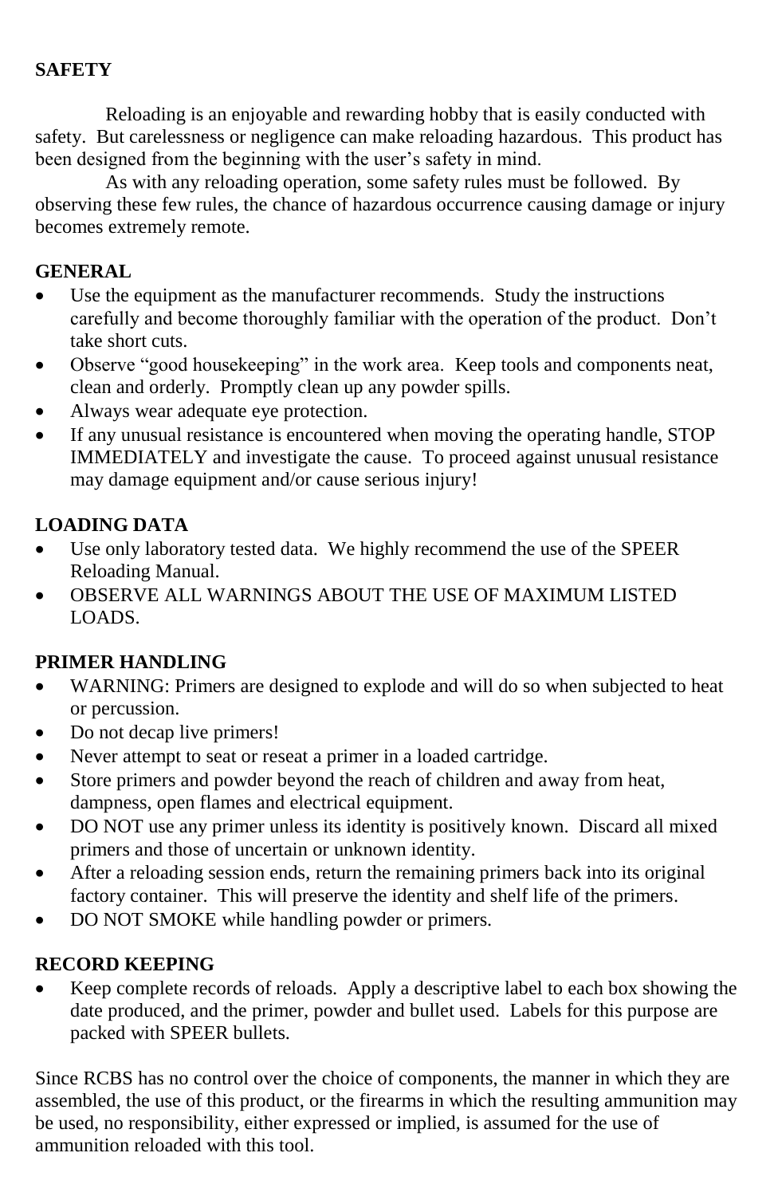## SAFETY

Reloading is an enjoyable and rewarding hobby that is easily conducted with safety. But carelessness or negligence can make reloading hazardous. This product has been designed from the beginning with the user's safety in mind.

As with any reloading operation, some safety rules must be followed. By observing these few rules, the chance of hazardous occurrence causing damage or injury becomes extremely remote.

### GENERAL

- Use the equipment as the manufacturer recommends. Study the instructions carefully and become thoroughly familiar with the operation of the product. Don't take short cuts.
- Observe "good housekeeping" in the work area. Keep tools and components neat, clean and orderly. Promptly clean up any powder spills.
- Always wear adequate eye protection.
- If any unusual resistance is encountered when moving the operating handle, STOP IMMEDIATELY and investigate the cause. To proceed against unusual resistance may damage equipment and/or cause serious injury!

### LOADING DATA

- Use only laboratory tested data. We highly recommend the use of the SPEER Reloading Manual.
- OBSERVE ALL WARNINGS ABOUT THE USE OF MAXIMUM LISTED LOADS.

### PRIMER HANDLING

- WARNING: Primers are designed to explode and will do so when subjected to heat or percussion.
- Do not decap live primers!
- Never attempt to seat or reseat a primer in a loaded cartridge.
- Store primers and powder beyond the reach of children and away from heat, dampness, open flames and electrical equipment.
- DO NOT use any primer unless its identity is positively known. Discard all mixed primers and those of uncertain or unknown identity.
- After a reloading session ends, return the remaining primers back into its original factory container. This will preserve the identity and shelf life of the primers.
- DO NOT SMOKE while handling powder or primers.

### RECORD KEEPING

- Keep complete records of reloads. Apply a descriptive label to each box showing the date produced, and the primer, powder and bullet used. Labels for this purpose are packed with SPEER bullets.

Since RCBS has no control over the choice of components, the manner in which they are assembled, the use of this product, or the firearms in which the resulting ammunition may be used, no responsibility, either expressed or implied, is assumed for the use of ammunition reloaded with this tool.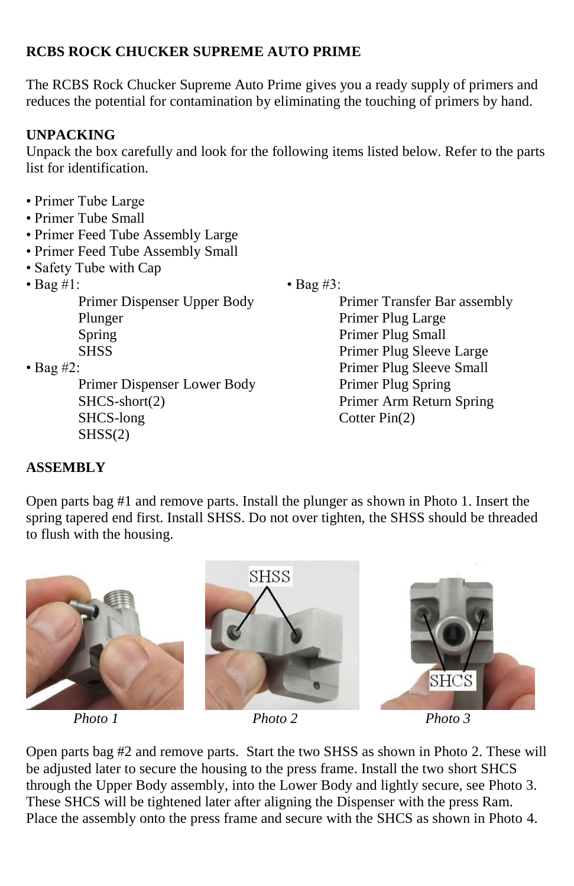**RCBS ROCK CHUCKER SUPREME AUTO PRIME**

The RCBS Rock Chucker Supreme Auto Prime gives you a ready supply of primers and reduces the potential for contamination by eliminating the touching of primers by hand.

**UNPACKING**

Unpack the box carefully and look for the following items listed below. Refer to the parts list for identification.

- Primer Tube Large
- Primer Tube Small
- Primer Feed Tube Assembly Large
- Primer Feed Tube Assembly Small
- Safety Tube with Cap
- Bag #1:
  - Primer Dispenser Upper Body
  - Plunger
  - Spring
  - SHSS
- Bag #2:
  - Primer Dispenser Lower Body
  - SHCS-short(2)
  - SHCS-long
  - SHSS(2)
- Bag #3:
  - Primer Transfer Bar assembly
  - Primer Plug Large
  - Primer Plug Small
  - Primer Plug Sleeve Large
  - Primer Plug Sleeve Small
  - Primer Plug Spring
  - Primer Arm Return Spring
  - Cotter Pin(2)

**ASSEMBLY**

Open parts bag #1 and remove parts. Install the plunger as shown in Photo 1. Insert the spring tapered end first. Install SHSS. Do not over tighten, the SHSS should be threaded to flush with the housing.

*Photo 1*

SHSS

*Photo 2*

SHCS

*Photo 3*

Open parts bag #2 and remove parts. Start the two SHSS as shown in Photo 2. These will be adjusted later to secure the housing to the press frame. Install the two short SHCS through the Upper Body assembly, into the Lower Body and lightly secure, see Photo 3. These SHCS will be tightened later after aligning the Dispenser with the press Ram. Place the assembly onto the press frame and secure with the SHCS as shown in Photo 4.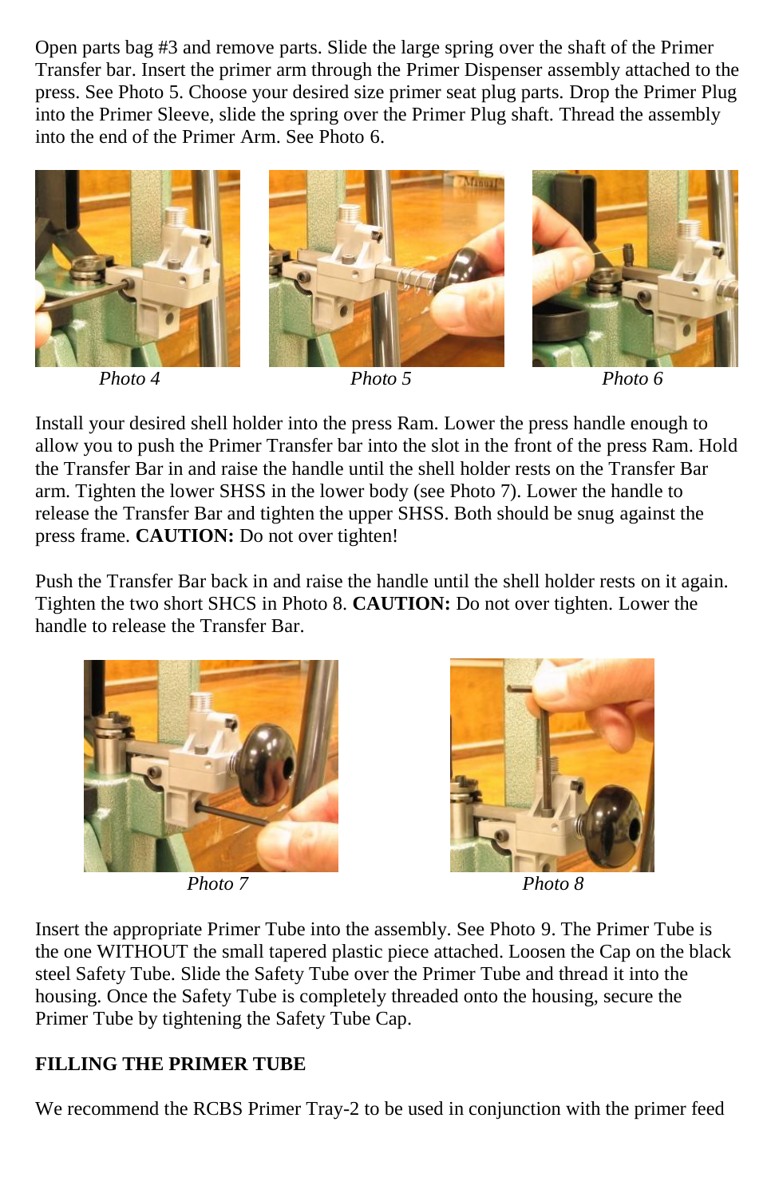Open parts bag #3 and remove parts. Slide the large spring over the shaft of the Primer Transfer bar. Insert the primer arm through the Primer Dispenser assembly attached to the press. See Photo 5. Choose your desired size primer seat plug parts. Drop the Primer Plug into the Primer Sleeve, slide the spring over the Primer Plug shaft. Thread the assembly into the end of the Primer Arm. See Photo 6.

*Photo 4*

*Photo 5*

*Photo 6*

Install your desired shell holder into the press Ram. Lower the press handle enough to allow you to push the Primer Transfer bar into the slot in the front of the press Ram. Hold the Transfer Bar in and raise the handle until the shell holder rests on the Transfer Bar arm. Tighten the lower SHSS in the lower body (see Photo 7). Lower the handle to release the Transfer Bar and tighten the upper SHSS. Both should be snug against the press frame. **CAUTION:** Do not over tighten!

Push the Transfer Bar back in and raise the handle until the shell holder rests on it again. Tighten the two short SHCS in Photo 8. **CAUTION:** Do not over tighten. Lower the handle to release the Transfer Bar.

*Photo 7*

*Photo 8*

Insert the appropriate Primer Tube into the assembly. See Photo 9. The Primer Tube is the one WITHOUT the small tapered plastic piece attached. Loosen the Cap on the black steel Safety Tube. Slide the Safety Tube over the Primer Tube and thread it into the housing. Once the Safety Tube is completely threaded onto the housing, secure the Primer Tube by tightening the Safety Tube Cap.

**FILLING THE PRIMER TUBE**

We recommend the RCBS Primer Tray-2 to be used in conjunction with the primer feed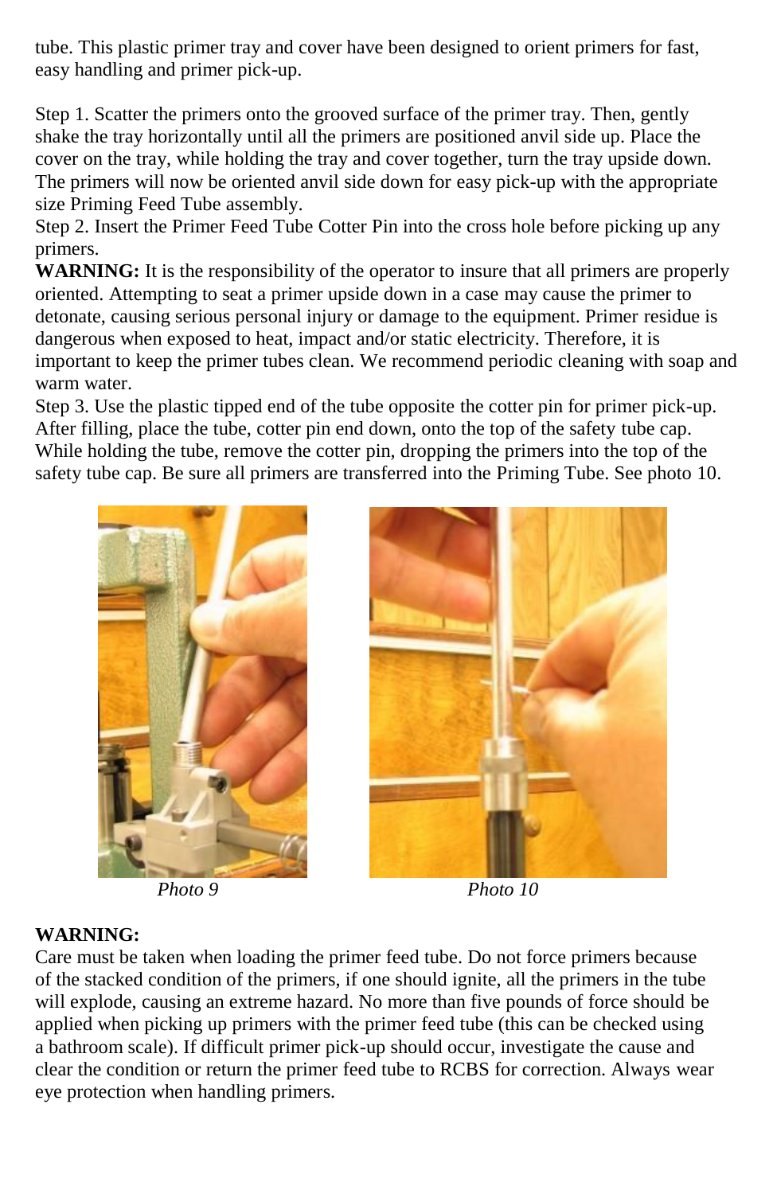tube. This plastic primer tray and cover have been designed to orient primers for fast, easy handling and primer pick-up.

Step 1. Scatter the primers onto the grooved surface of the primer tray. Then, gently shake the tray horizontally until all the primers are positioned anvil side up. Place the cover on the tray, while holding the tray and cover together, turn the tray upside down. The primers will now be oriented anvil side down for easy pick-up with the appropriate size Priming Feed Tube assembly.

Step 2. Insert the Primer Feed Tube Cotter Pin into the cross hole before picking up any primers.

**WARNING:** It is the responsibility of the operator to insure that all primers are properly oriented. Attempting to seat a primer upside down in a case may cause the primer to detonate, causing serious personal injury or damage to the equipment. Primer residue is dangerous when exposed to heat, impact and/or static electricity. Therefore, it is important to keep the primer tubes clean. We recommend periodic cleaning with soap and warm water.

Step 3. Use the plastic tipped end of the tube opposite the cotter pin for primer pick-up. After filling, place the tube, cotter pin end down, onto the top of the safety tube cap. While holding the tube, remove the cotter pin, dropping the primers into the top of the safety tube cap. Be sure all primers are transferred into the Priming Tube. See photo 10.

*Photo 9*

*Photo 10*

**WARNING:**

Care must be taken when loading the primer feed tube. Do not force primers because of the stacked condition of the primers, if one should ignite, all the primers in the tube will explode, causing an extreme hazard. No more than five pounds of force should be applied when picking up primers with the primer feed tube (this can be checked using a bathroom scale). If difficult primer pick-up should occur, investigate the cause and clear the condition or return the primer feed tube to RCBS for correction. Always wear eye protection when handling primers.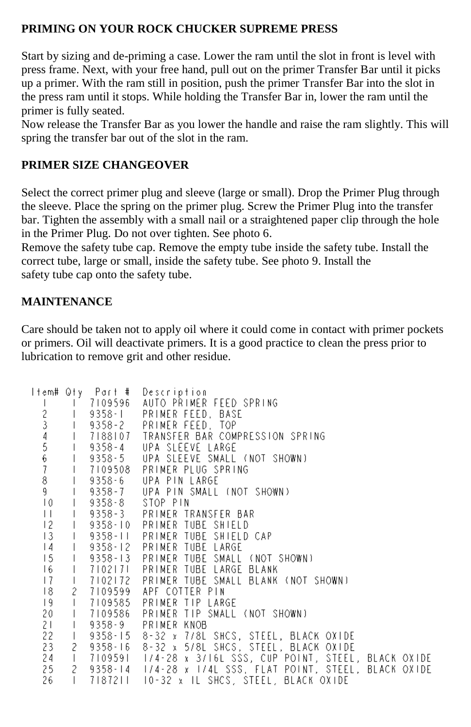**PRIMING ON YOUR ROCK CHUCKER SUPREME PRESS**

Start by sizing and de-priming a case. Lower the ram until the slot in front is level with press frame. Next, with your free hand, pull out on the primer Transfer Bar until it picks up a primer. With the ram still in position, push the primer Transfer Bar into the slot in the press ram until it stops. While holding the Transfer Bar in, lower the ram until the primer is fully seated.
Now release the Transfer Bar as you lower the handle and raise the ram slightly. This will spring the transfer bar out of the slot in the ram.

**PRIMER SIZE CHANGEOVER**

Select the correct primer plug and sleeve (large or small). Drop the Primer Plug through the sleeve. Place the spring on the primer plug. Screw the Primer Plug into the transfer bar. Tighten the assembly with a small nail or a straightened paper clip through the hole in the Primer Plug. Do not over tighten. See photo 6.
Remove the safety tube cap. Remove the empty tube inside the safety tube. Install the correct tube, large or small, inside the safety tube. See photo 9. Install the safety tube cap onto the safety tube.

**MAINTENANCE**

Care should be taken not to apply oil where it could come in contact with primer pockets or primers. Oil will deactivate primers. It is a good practice to clean the press prior to lubrication to remove grit and other residue.

| Item# | Qty | Part # | Description |
|---|---|---|---|
| 1 | 1 | 7109596 | AUTO PRIMER FEED SPRING |
| 2 | 1 | 9358-1 | PRIMER FEED, BASE |
| 3 | 1 | 9358-2 | PRIMER FEED, TOP |
| 4 | 1 | 7188107 | TRANSFER BAR COMPRESSION SPRING |
| 5 | 1 | 9358-4 | UPA SLEEVE LARGE |
| 6 | 1 | 9358-5 | UPA SLEEVE SMALL (NOT SHOWN) |
| 7 | 1 | 7109508 | PRIMER PLUG SPRING |
| 8 | 1 | 9358-6 | UPA PIN LARGE |
| 9 | 1 | 9358-7 | UPA PIN SMALL (NOT SHOWN) |
| 10 | 1 | 9358-8 | STOP PIN |
| 11 | 1 | 9358-3 | PRIMER TRANSFER BAR |
| 12 | 1 | 9358-10 | PRIMER TUBE SHIELD |
| 13 | 1 | 9358-11 | PRIMER TUBE SHIELD CAP |
| 14 | 1 | 9358-12 | PRIMER TUBE LARGE |
| 15 | 1 | 9358-13 | PRIMER TUBE SMALL (NOT SHOWN) |
| 16 | 1 | 7102171 | PRIMER TUBE LARGE BLANK |
| 17 | 1 | 7102172 | PRIMER TUBE SMALL BLANK (NOT SHOWN) |
| 18 | 2 | 7109599 | APF COTTER PIN |
| 19 | 1 | 7109585 | PRIMER TIP LARGE |
| 20 | 1 | 7109586 | PRIMER TIP SMALL (NOT SHOWN) |
| 21 | 1 | 9358-9 | PRIMER KNOB |
| 22 | 1 | 9358-15 | 8-32 x 7/8L SHCS, STEEL, BLACK OXIDE |
| 23 | 2 | 9358-16 | 8-32 x 5/8L SHCS, STEEL, BLACK OXIDE |
| 24 | 1 | 7109591 | 1/4-28 x 3/16L SSS, CUP POINT, STEEL, BLACK OXIDE |
| 25 | 2 | 9358-14 | 1/4-28 x 1/4L SSS, FLAT POINT, STEEL, BLACK OXIDE |
| 26 | 1 | 7187211 | 10-32 x 1L SHCS, STEEL, BLACK OXIDE |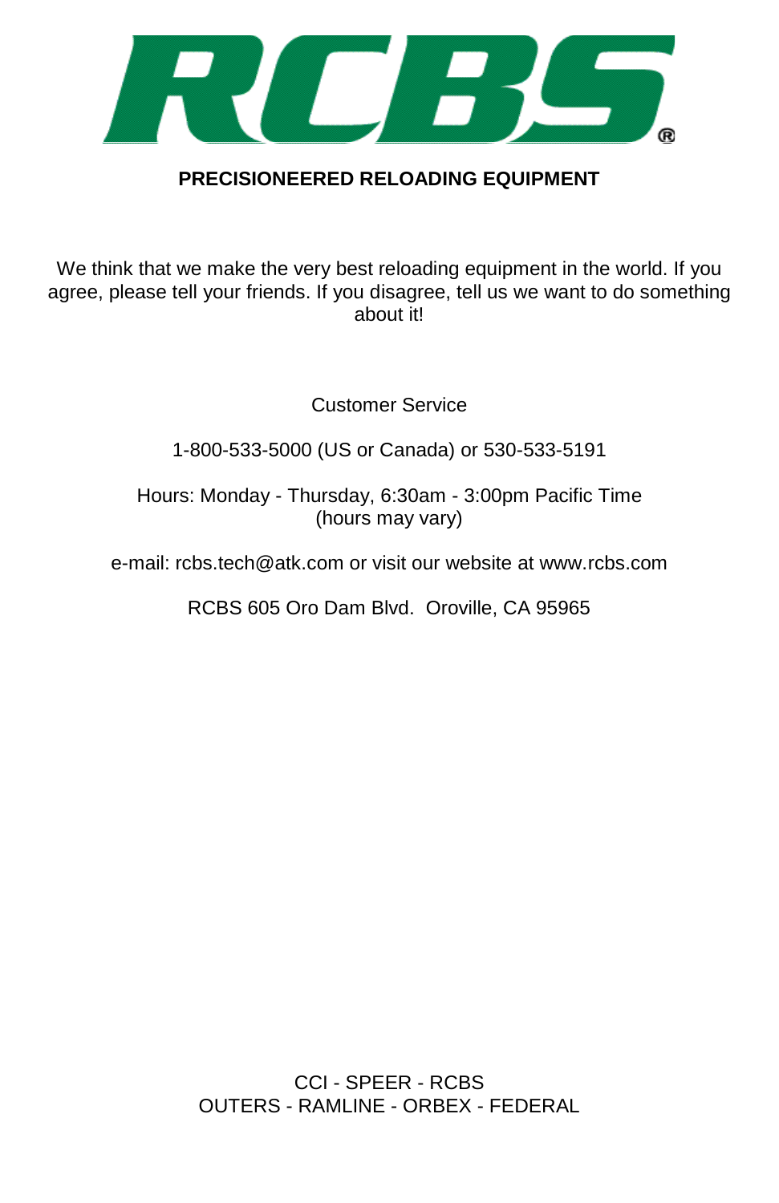# RCBS®

**PRECISIONEERED RELOADING EQUIPMENT**

We think that we make the very best reloading equipment in the world. If you agree, please tell your friends. If you disagree, tell us we want to do something about it!

Customer Service

1-800-533-5000 (US or Canada) or 530-533-5191

Hours: Monday - Thursday, 6:30am - 3:00pm Pacific Time
(hours may vary)

e-mail: rcbs.tech@atk.com or visit our website at www.rcbs.com

RCBS 605 Oro Dam Blvd.  Oroville, CA 95965

CCI - SPEER - RCBS
OUTERS - RAMLINE - ORBEX - FEDERAL